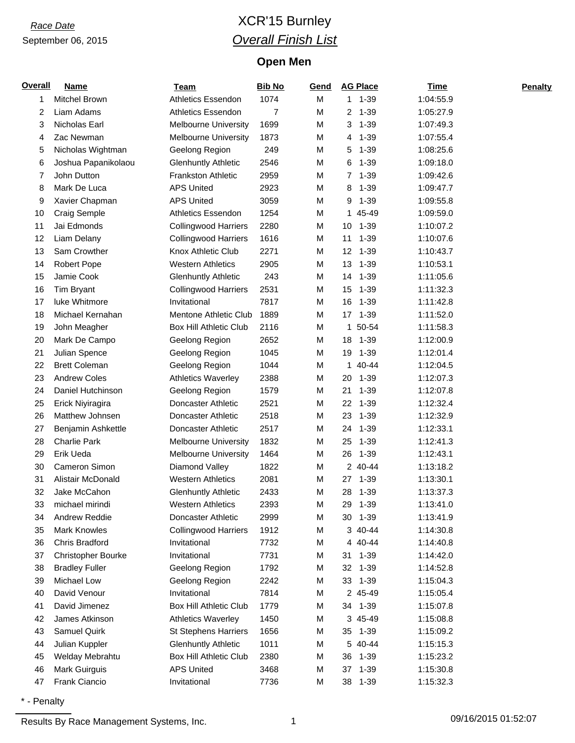*Race Date*

September 06, 2015

# XCR'15 Burnley

## *Overall Finish List*

### Open Men

| Overall | Name | Team | Bib No | Gend | AG Place | Time | Penalty |
|---|---|---|---|---|---|---|---|
| 1 | Mitchel Brown | Athletics Essendon | 1074 | M | 1 1-39 | 1:04:55.9 | |
| 2 | Liam Adams | Athletics Essendon | 7 | M | 2 1-39 | 1:05:27.9 | |
| 3 | Nicholas Earl | Melbourne University | 1699 | M | 3 1-39 | 1:07:49.3 | |
| 4 | Zac Newman | Melbourne University | 1873 | M | 4 1-39 | 1:07:55.4 | |
| 5 | Nicholas Wightman | Geelong Region | 249 | M | 5 1-39 | 1:08:25.6 | |
| 6 | Joshua Papanikolaou | Glenhuntly Athletic | 2546 | M | 6 1-39 | 1:09:18.0 | |
| 7 | John Dutton | Frankston Athletic | 2959 | M | 7 1-39 | 1:09:42.6 | |
| 8 | Mark De Luca | APS United | 2923 | M | 8 1-39 | 1:09:47.7 | |
| 9 | Xavier Chapman | APS United | 3059 | M | 9 1-39 | 1:09:55.8 | |
| 10 | Craig Semple | Athletics Essendon | 1254 | M | 1 45-49 | 1:09:59.0 | |
| 11 | Jai Edmonds | Collingwood Harriers | 2280 | M | 10 1-39 | 1:10:07.2 | |
| 12 | Liam Delany | Collingwood Harriers | 1616 | M | 11 1-39 | 1:10:07.6 | |
| 13 | Sam Crowther | Knox Athletic Club | 2271 | M | 12 1-39 | 1:10:43.7 | |
| 14 | Robert Pope | Western Athletics | 2905 | M | 13 1-39 | 1:10:53.1 | |
| 15 | Jamie Cook | Glenhuntly Athletic | 243 | M | 14 1-39 | 1:11:05.6 | |
| 16 | Tim Bryant | Collingwood Harriers | 2531 | M | 15 1-39 | 1:11:32.3 | |
| 17 | luke Whitmore | Invitational | 7817 | M | 16 1-39 | 1:11:42.8 | |
| 18 | Michael Kernahan | Mentone Athletic Club | 1889 | M | 17 1-39 | 1:11:52.0 | |
| 19 | John Meagher | Box Hill Athletic Club | 2116 | M | 1 50-54 | 1:11:58.3 | |
| 20 | Mark De Campo | Geelong Region | 2652 | M | 18 1-39 | 1:12:00.9 | |
| 21 | Julian Spence | Geelong Region | 1045 | M | 19 1-39 | 1:12:01.4 | |
| 22 | Brett Coleman | Geelong Region | 1044 | M | 1 40-44 | 1:12:04.5 | |
| 23 | Andrew Coles | Athletics Waverley | 2388 | M | 20 1-39 | 1:12:07.3 | |
| 24 | Daniel Hutchinson | Geelong Region | 1579 | M | 21 1-39 | 1:12:07.8 | |
| 25 | Erick Niyiragira | Doncaster Athletic | 2521 | M | 22 1-39 | 1:12:32.4 | |
| 26 | Matthew Johnsen | Doncaster Athletic | 2518 | M | 23 1-39 | 1:12:32.9 | |
| 27 | Benjamin Ashkettle | Doncaster Athletic | 2517 | M | 24 1-39 | 1:12:33.1 | |
| 28 | Charlie Park | Melbourne University | 1832 | M | 25 1-39 | 1:12:41.3 | |
| 29 | Erik Ueda | Melbourne University | 1464 | M | 26 1-39 | 1:12:43.1 | |
| 30 | Cameron Simon | Diamond Valley | 1822 | M | 2 40-44 | 1:13:18.2 | |
| 31 | Alistair McDonald | Western Athletics | 2081 | M | 27 1-39 | 1:13:30.1 | |
| 32 | Jake McCahon | Glenhuntly Athletic | 2433 | M | 28 1-39 | 1:13:37.3 | |
| 33 | michael mirindi | Western Athletics | 2393 | M | 29 1-39 | 1:13:41.0 | |
| 34 | Andrew Reddie | Doncaster Athletic | 2999 | M | 30 1-39 | 1:13:41.9 | |
| 35 | Mark Knowles | Collingwood Harriers | 1912 | M | 3 40-44 | 1:14:30.8 | |
| 36 | Chris Bradford | Invitational | 7732 | M | 4 40-44 | 1:14:40.8 | |
| 37 | Christopher Bourke | Invitational | 7731 | M | 31 1-39 | 1:14:42.0 | |
| 38 | Bradley Fuller | Geelong Region | 1792 | M | 32 1-39 | 1:14:52.8 | |
| 39 | Michael Low | Geelong Region | 2242 | M | 33 1-39 | 1:15:04.3 | |
| 40 | David Venour | Invitational | 7814 | M | 2 45-49 | 1:15:05.4 | |
| 41 | David Jimenez | Box Hill Athletic Club | 1779 | M | 34 1-39 | 1:15:07.8 | |
| 42 | James Atkinson | Athletics Waverley | 1450 | M | 3 45-49 | 1:15:08.8 | |
| 43 | Samuel Quirk | St Stephens Harriers | 1656 | M | 35 1-39 | 1:15:09.2 | |
| 44 | Julian Kuppler | Glenhuntly Athletic | 1011 | M | 5 40-44 | 1:15:15.3 | |
| 45 | Welday Mebrahtu | Box Hill Athletic Club | 2380 | M | 36 1-39 | 1:15:23.2 | |
| 46 | Mark Guirguis | APS United | 3468 | M | 37 1-39 | 1:15:30.8 | |
| 47 | Frank Ciancio | Invitational | 7736 | M | 38 1-39 | 1:15:32.3 | |

\* - Penalty

Results By Race Management Systems, Inc. 09/16/2015 01:52:07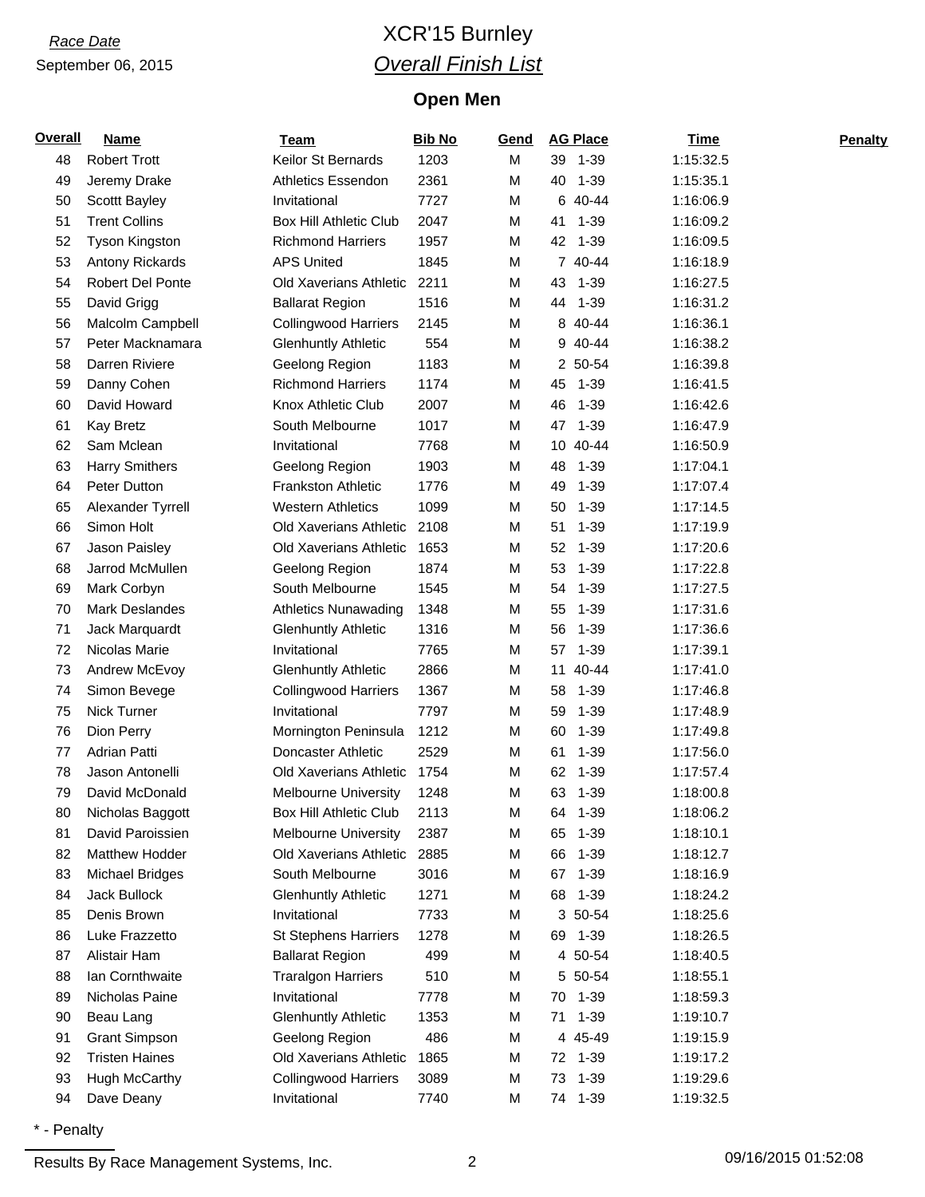*Race Date*

September 06, 2015

# XCR'15 Burnley

## *Overall Finish List*

### Open Men

| Overall | Name | Team | Bib No | Gend | AG Place | Time | Penalty |
|---|---|---|---|---|---|---|---|
| 48 | Robert Trott | Keilor St Bernards | 1203 | M | 39 1-39 | 1:15:32.5 | |
| 49 | Jeremy Drake | Athletics Essendon | 2361 | M | 40 1-39 | 1:15:35.1 | |
| 50 | Scottt Bayley | Invitational | 7727 | M | 6 40-44 | 1:16:06.9 | |
| 51 | Trent Collins | Box Hill Athletic Club | 2047 | M | 41 1-39 | 1:16:09.2 | |
| 52 | Tyson Kingston | Richmond Harriers | 1957 | M | 42 1-39 | 1:16:09.5 | |
| 53 | Antony Rickards | APS United | 1845 | M | 7 40-44 | 1:16:18.9 | |
| 54 | Robert Del Ponte | Old Xaverians Athletic | 2211 | M | 43 1-39 | 1:16:27.5 | |
| 55 | David Grigg | Ballarat Region | 1516 | M | 44 1-39 | 1:16:31.2 | |
| 56 | Malcolm Campbell | Collingwood Harriers | 2145 | M | 8 40-44 | 1:16:36.1 | |
| 57 | Peter Macknamara | Glenhuntly Athletic | 554 | M | 9 40-44 | 1:16:38.2 | |
| 58 | Darren Riviere | Geelong Region | 1183 | M | 2 50-54 | 1:16:39.8 | |
| 59 | Danny Cohen | Richmond Harriers | 1174 | M | 45 1-39 | 1:16:41.5 | |
| 60 | David Howard | Knox Athletic Club | 2007 | M | 46 1-39 | 1:16:42.6 | |
| 61 | Kay Bretz | South Melbourne | 1017 | M | 47 1-39 | 1:16:47.9 | |
| 62 | Sam Mclean | Invitational | 7768 | M | 10 40-44 | 1:16:50.9 | |
| 63 | Harry Smithers | Geelong Region | 1903 | M | 48 1-39 | 1:17:04.1 | |
| 64 | Peter Dutton | Frankston Athletic | 1776 | M | 49 1-39 | 1:17:07.4 | |
| 65 | Alexander Tyrrell | Western Athletics | 1099 | M | 50 1-39 | 1:17:14.5 | |
| 66 | Simon Holt | Old Xaverians Athletic | 2108 | M | 51 1-39 | 1:17:19.9 | |
| 67 | Jason Paisley | Old Xaverians Athletic | 1653 | M | 52 1-39 | 1:17:20.6 | |
| 68 | Jarrod McMullen | Geelong Region | 1874 | M | 53 1-39 | 1:17:22.8 | |
| 69 | Mark Corbyn | South Melbourne | 1545 | M | 54 1-39 | 1:17:27.5 | |
| 70 | Mark Deslandes | Athletics Nunawading | 1348 | M | 55 1-39 | 1:17:31.6 | |
| 71 | Jack Marquardt | Glenhuntly Athletic | 1316 | M | 56 1-39 | 1:17:36.6 | |
| 72 | Nicolas Marie | Invitational | 7765 | M | 57 1-39 | 1:17:39.1 | |
| 73 | Andrew McEvoy | Glenhuntly Athletic | 2866 | M | 11 40-44 | 1:17:41.0 | |
| 74 | Simon Bevege | Collingwood Harriers | 1367 | M | 58 1-39 | 1:17:46.8 | |
| 75 | Nick Turner | Invitational | 7797 | M | 59 1-39 | 1:17:48.9 | |
| 76 | Dion Perry | Mornington Peninsula | 1212 | M | 60 1-39 | 1:17:49.8 | |
| 77 | Adrian Patti | Doncaster Athletic | 2529 | M | 61 1-39 | 1:17:56.0 | |
| 78 | Jason Antonelli | Old Xaverians Athletic | 1754 | M | 62 1-39 | 1:17:57.4 | |
| 79 | David McDonald | Melbourne University | 1248 | M | 63 1-39 | 1:18:00.8 | |
| 80 | Nicholas Baggott | Box Hill Athletic Club | 2113 | M | 64 1-39 | 1:18:06.2 | |
| 81 | David Paroissien | Melbourne University | 2387 | M | 65 1-39 | 1:18:10.1 | |
| 82 | Matthew Hodder | Old Xaverians Athletic | 2885 | M | 66 1-39 | 1:18:12.7 | |
| 83 | Michael Bridges | South Melbourne | 3016 | M | 67 1-39 | 1:18:16.9 | |
| 84 | Jack Bullock | Glenhuntly Athletic | 1271 | M | 68 1-39 | 1:18:24.2 | |
| 85 | Denis Brown | Invitational | 7733 | M | 3 50-54 | 1:18:25.6 | |
| 86 | Luke Frazzetto | St Stephens Harriers | 1278 | M | 69 1-39 | 1:18:26.5 | |
| 87 | Alistair Ham | Ballarat Region | 499 | M | 4 50-54 | 1:18:40.5 | |
| 88 | Ian Cornthwaite | Traralgon Harriers | 510 | M | 5 50-54 | 1:18:55.1 | |
| 89 | Nicholas Paine | Invitational | 7778 | M | 70 1-39 | 1:18:59.3 | |
| 90 | Beau Lang | Glenhuntly Athletic | 1353 | M | 71 1-39 | 1:19:10.7 | |
| 91 | Grant Simpson | Geelong Region | 486 | M | 4 45-49 | 1:19:15.9 | |
| 92 | Tristen Haines | Old Xaverians Athletic | 1865 | M | 72 1-39 | 1:19:17.2 | |
| 93 | Hugh McCarthy | Collingwood Harriers | 3089 | M | 73 1-39 | 1:19:29.6 | |
| 94 | Dave Deany | Invitational | 7740 | M | 74 1-39 | 1:19:32.5 | |

\* - Penalty

Results By Race Management Systems, Inc. 09/16/2015 01:52:08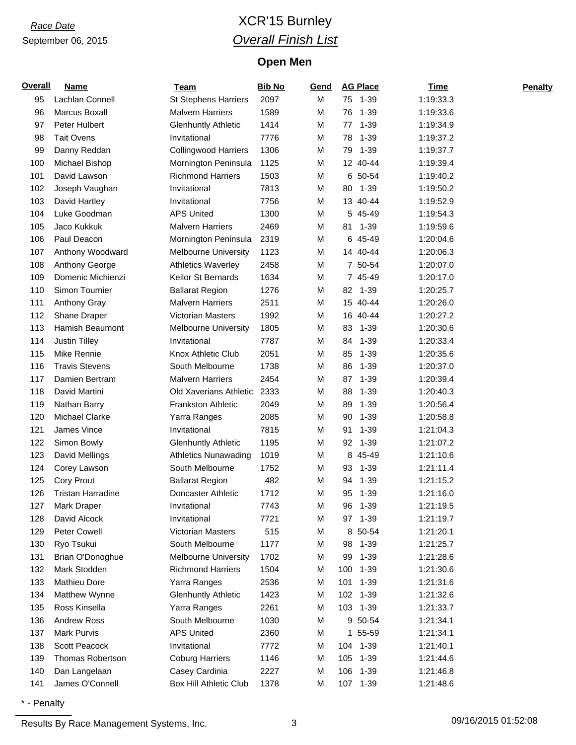*Race Date*

September 06, 2015

# XCR'15 Burnley

## *Overall Finish List*

### Open Men

| Overall | Name | Team | Bib No | Gend | AG Place | Time | Penalty |
|---|---|---|---|---|---|---|---|
| 95 | Lachlan Connell | St Stephens Harriers | 2097 | M | 75 1-39 | 1:19:33.3 | |
| 96 | Marcus Boxall | Malvern Harriers | 1589 | M | 76 1-39 | 1:19:33.6 | |
| 97 | Peter Hulbert | Glenhuntly Athletic | 1414 | M | 77 1-39 | 1:19:34.9 | |
| 98 | Tait Ovens | Invitational | 7776 | M | 78 1-39 | 1:19:37.2 | |
| 99 | Danny Reddan | Collingwood Harriers | 1306 | M | 79 1-39 | 1:19:37.7 | |
| 100 | Michael Bishop | Mornington Peninsula | 1125 | M | 12 40-44 | 1:19:39.4 | |
| 101 | David Lawson | Richmond Harriers | 1503 | M | 6 50-54 | 1:19:40.2 | |
| 102 | Joseph Vaughan | Invitational | 7813 | M | 80 1-39 | 1:19:50.2 | |
| 103 | David Hartley | Invitational | 7756 | M | 13 40-44 | 1:19:52.9 | |
| 104 | Luke Goodman | APS United | 1300 | M | 5 45-49 | 1:19:54.3 | |
| 105 | Jaco Kukkuk | Malvern Harriers | 2469 | M | 81 1-39 | 1:19:59.6 | |
| 106 | Paul Deacon | Mornington Peninsula | 2319 | M | 6 45-49 | 1:20:04.6 | |
| 107 | Anthony Woodward | Melbourne University | 1123 | M | 14 40-44 | 1:20:06.3 | |
| 108 | Anthony George | Athletics Waverley | 2458 | M | 7 50-54 | 1:20:07.0 | |
| 109 | Domenic Michienzi | Keilor St Bernards | 1634 | M | 7 45-49 | 1:20:17.0 | |
| 110 | Simon Tournier | Ballarat Region | 1276 | M | 82 1-39 | 1:20:25.7 | |
| 111 | Anthony Gray | Malvern Harriers | 2511 | M | 15 40-44 | 1:20:26.0 | |
| 112 | Shane Draper | Victorian Masters | 1992 | M | 16 40-44 | 1:20:27.2 | |
| 113 | Hamish Beaumont | Melbourne University | 1805 | M | 83 1-39 | 1:20:30.6 | |
| 114 | Justin Tilley | Invitational | 7787 | M | 84 1-39 | 1:20:33.4 | |
| 115 | Mike Rennie | Knox Athletic Club | 2051 | M | 85 1-39 | 1:20:35.6 | |
| 116 | Travis Stevens | South Melbourne | 1738 | M | 86 1-39 | 1:20:37.0 | |
| 117 | Damien Bertram | Malvern Harriers | 2454 | M | 87 1-39 | 1:20:39.4 | |
| 118 | David Martini | Old Xaverians Athletic | 2333 | M | 88 1-39 | 1:20:40.3 | |
| 119 | Nathan Barry | Frankston Athletic | 2049 | M | 89 1-39 | 1:20:56.4 | |
| 120 | Michael Clarke | Yarra Ranges | 2085 | M | 90 1-39 | 1:20:58.8 | |
| 121 | James Vince | Invitational | 7815 | M | 91 1-39 | 1:21:04.3 | |
| 122 | Simon Bowly | Glenhuntly Athletic | 1195 | M | 92 1-39 | 1:21:07.2 | |
| 123 | David Mellings | Athletics Nunawading | 1019 | M | 8 45-49 | 1:21:10.6 | |
| 124 | Corey Lawson | South Melbourne | 1752 | M | 93 1-39 | 1:21:11.4 | |
| 125 | Cory Prout | Ballarat Region | 482 | M | 94 1-39 | 1:21:15.2 | |
| 126 | Tristan Harradine | Doncaster Athletic | 1712 | M | 95 1-39 | 1:21:16.0 | |
| 127 | Mark Draper | Invitational | 7743 | M | 96 1-39 | 1:21:19.5 | |
| 128 | David Alcock | Invitational | 7721 | M | 97 1-39 | 1:21:19.7 | |
| 129 | Peter Cowell | Victorian Masters | 515 | M | 8 50-54 | 1:21:20.1 | |
| 130 | Ryo Tsukui | South Melbourne | 1177 | M | 98 1-39 | 1:21:25.7 | |
| 131 | Brian O'Donoghue | Melbourne University | 1702 | M | 99 1-39 | 1:21:28.6 | |
| 132 | Mark Stodden | Richmond Harriers | 1504 | M | 100 1-39 | 1:21:30.6 | |
| 133 | Mathieu Dore | Yarra Ranges | 2536 | M | 101 1-39 | 1:21:31.6 | |
| 134 | Matthew Wynne | Glenhuntly Athletic | 1423 | M | 102 1-39 | 1:21:32.6 | |
| 135 | Ross Kinsella | Yarra Ranges | 2261 | M | 103 1-39 | 1:21:33.7 | |
| 136 | Andrew Ross | South Melbourne | 1030 | M | 9 50-54 | 1:21:34.1 | |
| 137 | Mark Purvis | APS United | 2360 | M | 1 55-59 | 1:21:34.1 | |
| 138 | Scott Peacock | Invitational | 7772 | M | 104 1-39 | 1:21:40.1 | |
| 139 | Thomas Robertson | Coburg Harriers | 1146 | M | 105 1-39 | 1:21:44.6 | |
| 140 | Dan Langelaan | Casey Cardinia | 2227 | M | 106 1-39 | 1:21:46.8 | |
| 141 | James O'Connell | Box Hill Athletic Club | 1378 | M | 107 1-39 | 1:21:48.6 | |

* - Penalty

Results By Race Management Systems, Inc. 09/16/2015 01:52:08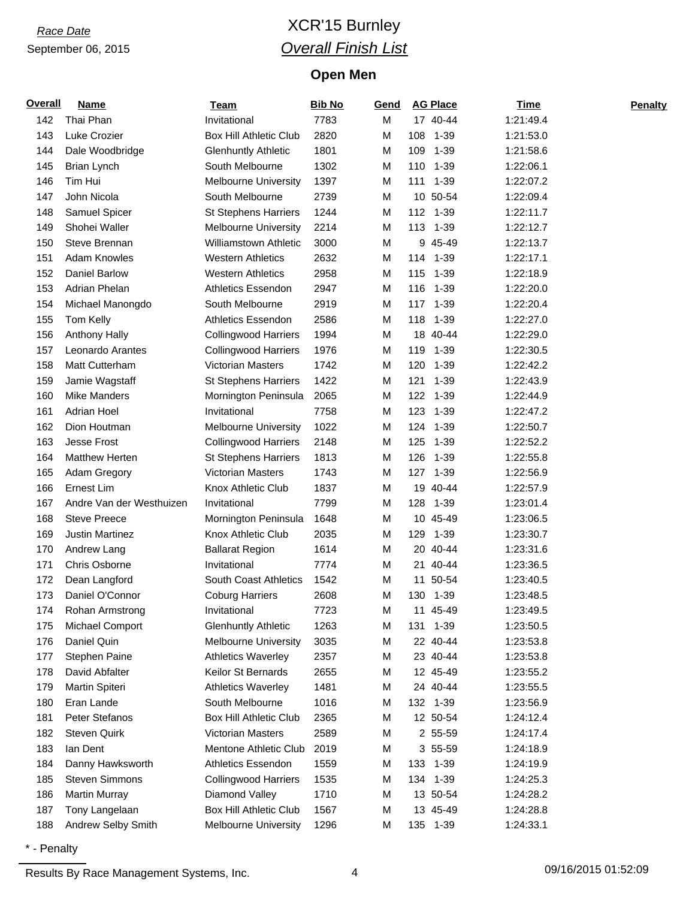*Race Date*

September 06, 2015

# XCR'15 Burnley

## *Overall Finish List*

### Open Men

| Overall | Name | Team | Bib No | Gend | AG Place | Time | Penalty |
|---|---|---|---|---|---|---|---|
| 142 | Thai Phan | Invitational | 7783 | M | 17 40-44 | 1:21:49.4 | |
| 143 | Luke Crozier | Box Hill Athletic Club | 2820 | M | 108 1-39 | 1:21:53.0 | |
| 144 | Dale Woodbridge | Glenhuntly Athletic | 1801 | M | 109 1-39 | 1:21:58.6 | |
| 145 | Brian Lynch | South Melbourne | 1302 | M | 110 1-39 | 1:22:06.1 | |
| 146 | Tim Hui | Melbourne University | 1397 | M | 111 1-39 | 1:22:07.2 | |
| 147 | John Nicola | South Melbourne | 2739 | M | 10 50-54 | 1:22:09.4 | |
| 148 | Samuel Spicer | St Stephens Harriers | 1244 | M | 112 1-39 | 1:22:11.7 | |
| 149 | Shohei Waller | Melbourne University | 2214 | M | 113 1-39 | 1:22:12.7 | |
| 150 | Steve Brennan | Williamstown Athletic | 3000 | M | 9 45-49 | 1:22:13.7 | |
| 151 | Adam Knowles | Western Athletics | 2632 | M | 114 1-39 | 1:22:17.1 | |
| 152 | Daniel Barlow | Western Athletics | 2958 | M | 115 1-39 | 1:22:18.9 | |
| 153 | Adrian Phelan | Athletics Essendon | 2947 | M | 116 1-39 | 1:22:20.0 | |
| 154 | Michael Manongdo | South Melbourne | 2919 | M | 117 1-39 | 1:22:20.4 | |
| 155 | Tom Kelly | Athletics Essendon | 2586 | M | 118 1-39 | 1:22:27.0 | |
| 156 | Anthony Hally | Collingwood Harriers | 1994 | M | 18 40-44 | 1:22:29.0 | |
| 157 | Leonardo Arantes | Collingwood Harriers | 1976 | M | 119 1-39 | 1:22:30.5 | |
| 158 | Matt Cutterham | Victorian Masters | 1742 | M | 120 1-39 | 1:22:42.2 | |
| 159 | Jamie Wagstaff | St Stephens Harriers | 1422 | M | 121 1-39 | 1:22:43.9 | |
| 160 | Mike Manders | Mornington Peninsula | 2065 | M | 122 1-39 | 1:22:44.9 | |
| 161 | Adrian Hoel | Invitational | 7758 | M | 123 1-39 | 1:22:47.2 | |
| 162 | Dion Houtman | Melbourne University | 1022 | M | 124 1-39 | 1:22:50.7 | |
| 163 | Jesse Frost | Collingwood Harriers | 2148 | M | 125 1-39 | 1:22:52.2 | |
| 164 | Matthew Herten | St Stephens Harriers | 1813 | M | 126 1-39 | 1:22:55.8 | |
| 165 | Adam Gregory | Victorian Masters | 1743 | M | 127 1-39 | 1:22:56.9 | |
| 166 | Ernest Lim | Knox Athletic Club | 1837 | M | 19 40-44 | 1:22:57.9 | |
| 167 | Andre Van der Westhuizen | Invitational | 7799 | M | 128 1-39 | 1:23:01.4 | |
| 168 | Steve Preece | Mornington Peninsula | 1648 | M | 10 45-49 | 1:23:06.5 | |
| 169 | Justin Martinez | Knox Athletic Club | 2035 | M | 129 1-39 | 1:23:30.7 | |
| 170 | Andrew Lang | Ballarat Region | 1614 | M | 20 40-44 | 1:23:31.6 | |
| 171 | Chris Osborne | Invitational | 7774 | M | 21 40-44 | 1:23:36.5 | |
| 172 | Dean Langford | South Coast Athletics | 1542 | M | 11 50-54 | 1:23:40.5 | |
| 173 | Daniel O'Connor | Coburg Harriers | 2608 | M | 130 1-39 | 1:23:48.5 | |
| 174 | Rohan Armstrong | Invitational | 7723 | M | 11 45-49 | 1:23:49.5 | |
| 175 | Michael Comport | Glenhuntly Athletic | 1263 | M | 131 1-39 | 1:23:50.5 | |
| 176 | Daniel Quin | Melbourne University | 3035 | M | 22 40-44 | 1:23:53.8 | |
| 177 | Stephen Paine | Athletics Waverley | 2357 | M | 23 40-44 | 1:23:53.8 | |
| 178 | David Abfalter | Keilor St Bernards | 2655 | M | 12 45-49 | 1:23:55.2 | |
| 179 | Martin Spiteri | Athletics Waverley | 1481 | M | 24 40-44 | 1:23:55.5 | |
| 180 | Eran Lande | South Melbourne | 1016 | M | 132 1-39 | 1:23:56.9 | |
| 181 | Peter Stefanos | Box Hill Athletic Club | 2365 | M | 12 50-54 | 1:24:12.4 | |
| 182 | Steven Quirk | Victorian Masters | 2589 | M | 2 55-59 | 1:24:17.4 | |
| 183 | Ian Dent | Mentone Athletic Club | 2019 | M | 3 55-59 | 1:24:18.9 | |
| 184 | Danny Hawksworth | Athletics Essendon | 1559 | M | 133 1-39 | 1:24:19.9 | |
| 185 | Steven Simmons | Collingwood Harriers | 1535 | M | 134 1-39 | 1:24:25.3 | |
| 186 | Martin Murray | Diamond Valley | 1710 | M | 13 50-54 | 1:24:28.2 | |
| 187 | Tony Langelaan | Box Hill Athletic Club | 1567 | M | 13 45-49 | 1:24:28.8 | |
| 188 | Andrew Selby Smith | Melbourne University | 1296 | M | 135 1-39 | 1:24:33.1 | |

* - Penalty

Results By Race Management Systems, Inc. 09/16/2015 01:52:09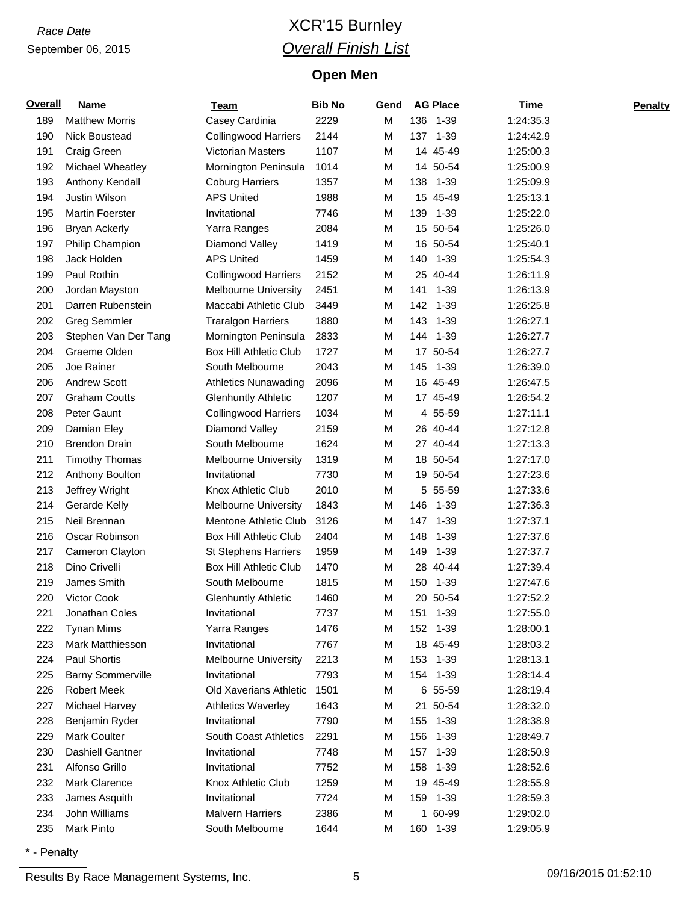*Race Date*

September 06, 2015

# XCR'15 Burnley

## *Overall Finish List*

### Open Men

| Overall | Name | Team | Bib No | Gend | AG Place | Time | Penalty |
|---|---|---|---|---|---|---|---|
| 189 | Matthew Morris | Casey Cardinia | 2229 | M | 136 1-39 | 1:24:35.3 | |
| 190 | Nick Boustead | Collingwood Harriers | 2144 | M | 137 1-39 | 1:24:42.9 | |
| 191 | Craig Green | Victorian Masters | 1107 | M | 14 45-49 | 1:25:00.3 | |
| 192 | Michael Wheatley | Mornington Peninsula | 1014 | M | 14 50-54 | 1:25:00.9 | |
| 193 | Anthony Kendall | Coburg Harriers | 1357 | M | 138 1-39 | 1:25:09.9 | |
| 194 | Justin Wilson | APS United | 1988 | M | 15 45-49 | 1:25:13.1 | |
| 195 | Martin Foerster | Invitational | 7746 | M | 139 1-39 | 1:25:22.0 | |
| 196 | Bryan Ackerly | Yarra Ranges | 2084 | M | 15 50-54 | 1:25:26.0 | |
| 197 | Philip Champion | Diamond Valley | 1419 | M | 16 50-54 | 1:25:40.1 | |
| 198 | Jack Holden | APS United | 1459 | M | 140 1-39 | 1:25:54.3 | |
| 199 | Paul Rothin | Collingwood Harriers | 2152 | M | 25 40-44 | 1:26:11.9 | |
| 200 | Jordan Mayston | Melbourne University | 2451 | M | 141 1-39 | 1:26:13.9 | |
| 201 | Darren Rubenstein | Maccabi Athletic Club | 3449 | M | 142 1-39 | 1:26:25.8 | |
| 202 | Greg Semmler | Traralgon Harriers | 1880 | M | 143 1-39 | 1:26:27.1 | |
| 203 | Stephen Van Der Tang | Mornington Peninsula | 2833 | M | 144 1-39 | 1:26:27.7 | |
| 204 | Graeme Olden | Box Hill Athletic Club | 1727 | M | 17 50-54 | 1:26:27.7 | |
| 205 | Joe Rainer | South Melbourne | 2043 | M | 145 1-39 | 1:26:39.0 | |
| 206 | Andrew Scott | Athletics Nunawading | 2096 | M | 16 45-49 | 1:26:47.5 | |
| 207 | Graham Coutts | Glenhuntly Athletic | 1207 | M | 17 45-49 | 1:26:54.2 | |
| 208 | Peter Gaunt | Collingwood Harriers | 1034 | M | 4 55-59 | 1:27:11.1 | |
| 209 | Damian Eley | Diamond Valley | 2159 | M | 26 40-44 | 1:27:12.8 | |
| 210 | Brendon Drain | South Melbourne | 1624 | M | 27 40-44 | 1:27:13.3 | |
| 211 | Timothy Thomas | Melbourne University | 1319 | M | 18 50-54 | 1:27:17.0 | |
| 212 | Anthony Boulton | Invitational | 7730 | M | 19 50-54 | 1:27:23.6 | |
| 213 | Jeffrey Wright | Knox Athletic Club | 2010 | M | 5 55-59 | 1:27:33.6 | |
| 214 | Gerarde Kelly | Melbourne University | 1843 | M | 146 1-39 | 1:27:36.3 | |
| 215 | Neil Brennan | Mentone Athletic Club | 3126 | M | 147 1-39 | 1:27:37.1 | |
| 216 | Oscar Robinson | Box Hill Athletic Club | 2404 | M | 148 1-39 | 1:27:37.6 | |
| 217 | Cameron Clayton | St Stephens Harriers | 1959 | M | 149 1-39 | 1:27:37.7 | |
| 218 | Dino Crivelli | Box Hill Athletic Club | 1470 | M | 28 40-44 | 1:27:39.4 | |
| 219 | James Smith | South Melbourne | 1815 | M | 150 1-39 | 1:27:47.6 | |
| 220 | Victor Cook | Glenhuntly Athletic | 1460 | M | 20 50-54 | 1:27:52.2 | |
| 221 | Jonathan Coles | Invitational | 7737 | M | 151 1-39 | 1:27:55.0 | |
| 222 | Tynan Mims | Yarra Ranges | 1476 | M | 152 1-39 | 1:28:00.1 | |
| 223 | Mark Matthiesson | Invitational | 7767 | M | 18 45-49 | 1:28:03.2 | |
| 224 | Paul Shortis | Melbourne University | 2213 | M | 153 1-39 | 1:28:13.1 | |
| 225 | Barny Sommerville | Invitational | 7793 | M | 154 1-39 | 1:28:14.4 | |
| 226 | Robert Meek | Old Xaverians Athletic | 1501 | M | 6 55-59 | 1:28:19.4 | |
| 227 | Michael Harvey | Athletics Waverley | 1643 | M | 21 50-54 | 1:28:32.0 | |
| 228 | Benjamin Ryder | Invitational | 7790 | M | 155 1-39 | 1:28:38.9 | |
| 229 | Mark Coulter | South Coast Athletics | 2291 | M | 156 1-39 | 1:28:49.7 | |
| 230 | Dashiell Gantner | Invitational | 7748 | M | 157 1-39 | 1:28:50.9 | |
| 231 | Alfonso Grillo | Invitational | 7752 | M | 158 1-39 | 1:28:52.6 | |
| 232 | Mark Clarence | Knox Athletic Club | 1259 | M | 19 45-49 | 1:28:55.9 | |
| 233 | James Asquith | Invitational | 7724 | M | 159 1-39 | 1:28:59.3 | |
| 234 | John Williams | Malvern Harriers | 2386 | M | 1 60-99 | 1:29:02.0 | |
| 235 | Mark Pinto | South Melbourne | 1644 | M | 160 1-39 | 1:29:05.9 | |

* - Penalty

Results By Race Management Systems, Inc. 09/16/2015 01:52:10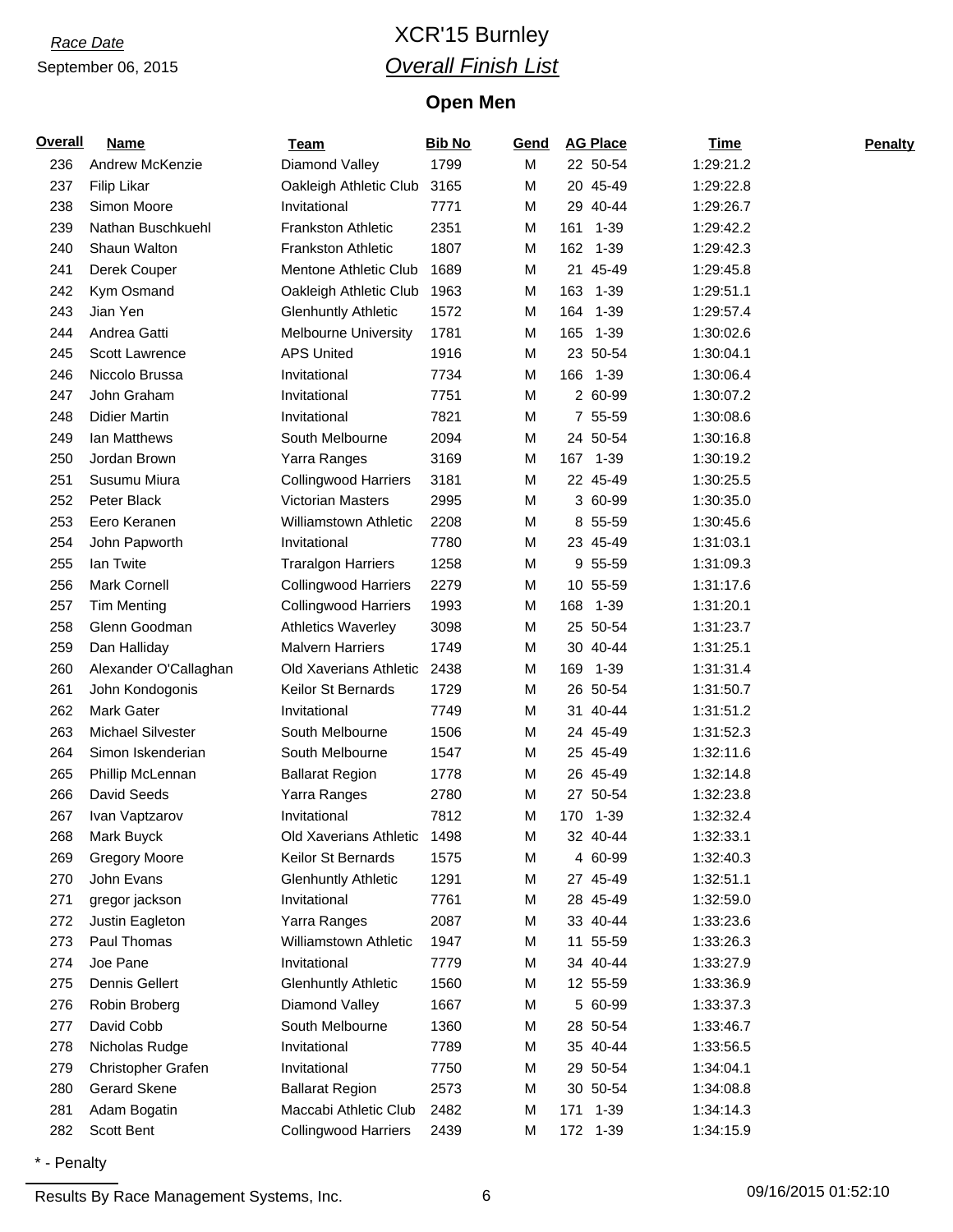*Race Date*

September 06, 2015

# XCR'15 Burnley

## *Overall Finish List*

### Open Men

| Overall | Name | Team | Bib No | Gend | AG Place | Time | Penalty |
|---|---|---|---|---|---|---|---|
| 236 | Andrew McKenzie | Diamond Valley | 1799 | M | 22 50-54 | 1:29:21.2 | |
| 237 | Filip Likar | Oakleigh Athletic Club | 3165 | M | 20 45-49 | 1:29:22.8 | |
| 238 | Simon Moore | Invitational | 7771 | M | 29 40-44 | 1:29:26.7 | |
| 239 | Nathan Buschkuehl | Frankston Athletic | 2351 | M | 161 1-39 | 1:29:42.2 | |
| 240 | Shaun Walton | Frankston Athletic | 1807 | M | 162 1-39 | 1:29:42.3 | |
| 241 | Derek Couper | Mentone Athletic Club | 1689 | M | 21 45-49 | 1:29:45.8 | |
| 242 | Kym Osmand | Oakleigh Athletic Club | 1963 | M | 163 1-39 | 1:29:51.1 | |
| 243 | Jian Yen | Glenhuntly Athletic | 1572 | M | 164 1-39 | 1:29:57.4 | |
| 244 | Andrea Gatti | Melbourne University | 1781 | M | 165 1-39 | 1:30:02.6 | |
| 245 | Scott Lawrence | APS United | 1916 | M | 23 50-54 | 1:30:04.1 | |
| 246 | Niccolo Brussa | Invitational | 7734 | M | 166 1-39 | 1:30:06.4 | |
| 247 | John Graham | Invitational | 7751 | M | 2 60-99 | 1:30:07.2 | |
| 248 | Didier Martin | Invitational | 7821 | M | 7 55-59 | 1:30:08.6 | |
| 249 | Ian Matthews | South Melbourne | 2094 | M | 24 50-54 | 1:30:16.8 | |
| 250 | Jordan Brown | Yarra Ranges | 3169 | M | 167 1-39 | 1:30:19.2 | |
| 251 | Susumu Miura | Collingwood Harriers | 3181 | M | 22 45-49 | 1:30:25.5 | |
| 252 | Peter Black | Victorian Masters | 2995 | M | 3 60-99 | 1:30:35.0 | |
| 253 | Eero Keranen | Williamstown Athletic | 2208 | M | 8 55-59 | 1:30:45.6 | |
| 254 | John Papworth | Invitational | 7780 | M | 23 45-49 | 1:31:03.1 | |
| 255 | Ian Twite | Traralgon Harriers | 1258 | M | 9 55-59 | 1:31:09.3 | |
| 256 | Mark Cornell | Collingwood Harriers | 2279 | M | 10 55-59 | 1:31:17.6 | |
| 257 | Tim Menting | Collingwood Harriers | 1993 | M | 168 1-39 | 1:31:20.1 | |
| 258 | Glenn Goodman | Athletics Waverley | 3098 | M | 25 50-54 | 1:31:23.7 | |
| 259 | Dan Halliday | Malvern Harriers | 1749 | M | 30 40-44 | 1:31:25.1 | |
| 260 | Alexander O'Callaghan | Old Xaverians Athletic | 2438 | M | 169 1-39 | 1:31:31.4 | |
| 261 | John Kondogonis | Keilor St Bernards | 1729 | M | 26 50-54 | 1:31:50.7 | |
| 262 | Mark Gater | Invitational | 7749 | M | 31 40-44 | 1:31:51.2 | |
| 263 | Michael Silvester | South Melbourne | 1506 | M | 24 45-49 | 1:31:52.3 | |
| 264 | Simon Iskenderian | South Melbourne | 1547 | M | 25 45-49 | 1:32:11.6 | |
| 265 | Phillip McLennan | Ballarat Region | 1778 | M | 26 45-49 | 1:32:14.8 | |
| 266 | David Seeds | Yarra Ranges | 2780 | M | 27 50-54 | 1:32:23.8 | |
| 267 | Ivan Vaptzarov | Invitational | 7812 | M | 170 1-39 | 1:32:32.4 | |
| 268 | Mark Buyck | Old Xaverians Athletic | 1498 | M | 32 40-44 | 1:32:33.1 | |
| 269 | Gregory Moore | Keilor St Bernards | 1575 | M | 4 60-99 | 1:32:40.3 | |
| 270 | John Evans | Glenhuntly Athletic | 1291 | M | 27 45-49 | 1:32:51.1 | |
| 271 | gregor jackson | Invitational | 7761 | M | 28 45-49 | 1:32:59.0 | |
| 272 | Justin Eagleton | Yarra Ranges | 2087 | M | 33 40-44 | 1:33:23.6 | |
| 273 | Paul Thomas | Williamstown Athletic | 1947 | M | 11 55-59 | 1:33:26.3 | |
| 274 | Joe Pane | Invitational | 7779 | M | 34 40-44 | 1:33:27.9 | |
| 275 | Dennis Gellert | Glenhuntly Athletic | 1560 | M | 12 55-59 | 1:33:36.9 | |
| 276 | Robin Broberg | Diamond Valley | 1667 | M | 5 60-99 | 1:33:37.3 | |
| 277 | David Cobb | South Melbourne | 1360 | M | 28 50-54 | 1:33:46.7 | |
| 278 | Nicholas Rudge | Invitational | 7789 | M | 35 40-44 | 1:33:56.5 | |
| 279 | Christopher Grafen | Invitational | 7750 | M | 29 50-54 | 1:34:04.1 | |
| 280 | Gerard Skene | Ballarat Region | 2573 | M | 30 50-54 | 1:34:08.8 | |
| 281 | Adam Bogatin | Maccabi Athletic Club | 2482 | M | 171 1-39 | 1:34:14.3 | |
| 282 | Scott Bent | Collingwood Harriers | 2439 | M | 172 1-39 | 1:34:15.9 | |

* - Penalty

Results By Race Management Systems, Inc. 09/16/2015 01:52:10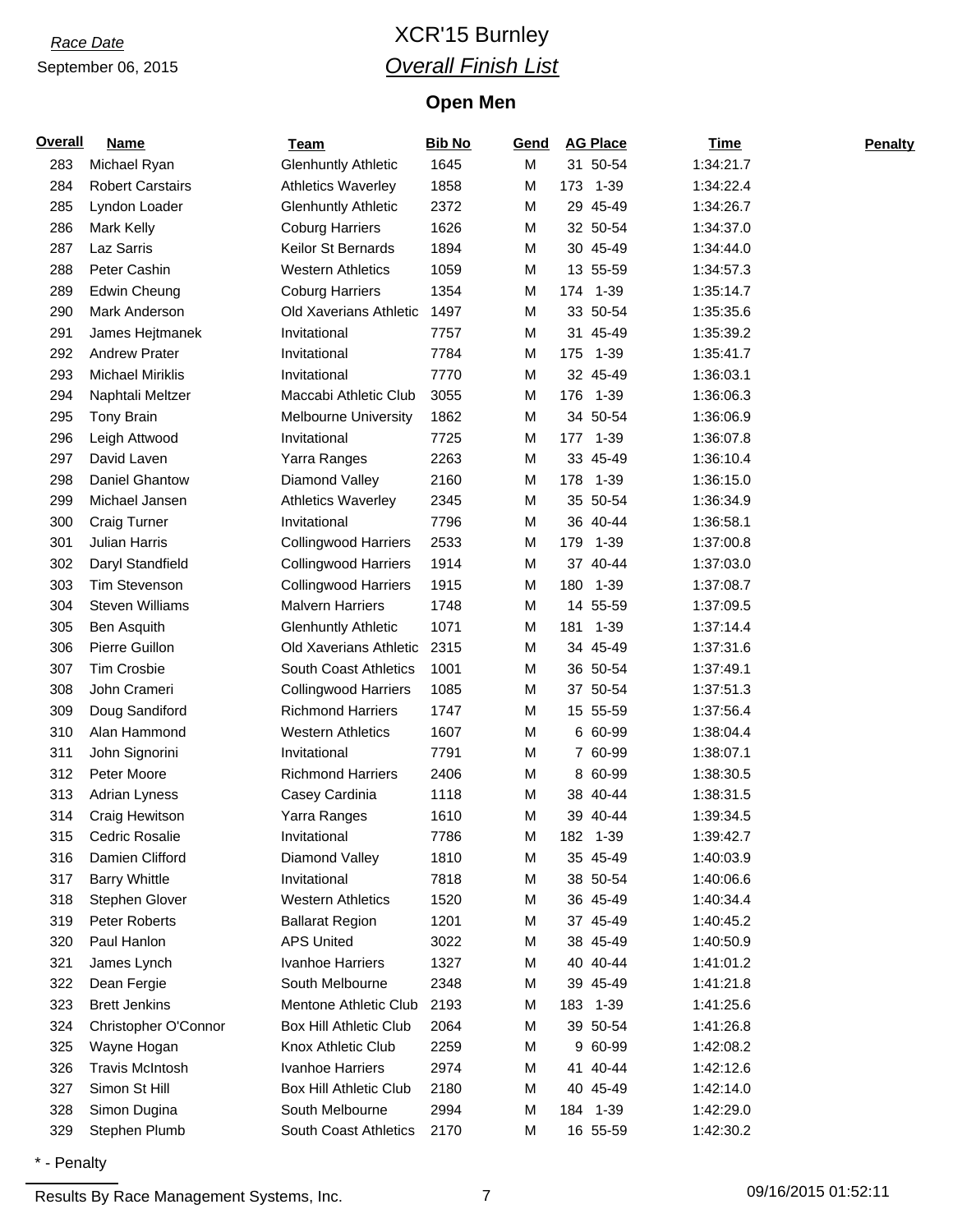*Race Date*

September 06, 2015

# XCR'15 Burnley

## *Overall Finish List*

### Open Men

| Overall | Name | Team | Bib No | Gend | AG Place | | Time | Penalty |
|---|---|---|---|---|---|---|---|---|
| 283 | Michael Ryan | Glenhuntly Athletic | 1645 | M | 31 | 50-54 | 1:34:21.7 | |
| 284 | Robert Carstairs | Athletics Waverley | 1858 | M | 173 | 1-39 | 1:34:22.4 | |
| 285 | Lyndon Loader | Glenhuntly Athletic | 2372 | M | 29 | 45-49 | 1:34:26.7 | |
| 286 | Mark Kelly | Coburg Harriers | 1626 | M | 32 | 50-54 | 1:34:37.0 | |
| 287 | Laz Sarris | Keilor St Bernards | 1894 | M | 30 | 45-49 | 1:34:44.0 | |
| 288 | Peter Cashin | Western Athletics | 1059 | M | 13 | 55-59 | 1:34:57.3 | |
| 289 | Edwin Cheung | Coburg Harriers | 1354 | M | 174 | 1-39 | 1:35:14.7 | |
| 290 | Mark Anderson | Old Xaverians Athletic | 1497 | M | 33 | 50-54 | 1:35:35.6 | |
| 291 | James Hejtmanek | Invitational | 7757 | M | 31 | 45-49 | 1:35:39.2 | |
| 292 | Andrew Prater | Invitational | 7784 | M | 175 | 1-39 | 1:35:41.7 | |
| 293 | Michael Miriklis | Invitational | 7770 | M | 32 | 45-49 | 1:36:03.1 | |
| 294 | Naphtali Meltzer | Maccabi Athletic Club | 3055 | M | 176 | 1-39 | 1:36:06.3 | |
| 295 | Tony Brain | Melbourne University | 1862 | M | 34 | 50-54 | 1:36:06.9 | |
| 296 | Leigh Attwood | Invitational | 7725 | M | 177 | 1-39 | 1:36:07.8 | |
| 297 | David Laven | Yarra Ranges | 2263 | M | 33 | 45-49 | 1:36:10.4 | |
| 298 | Daniel Ghantow | Diamond Valley | 2160 | M | 178 | 1-39 | 1:36:15.0 | |
| 299 | Michael Jansen | Athletics Waverley | 2345 | M | 35 | 50-54 | 1:36:34.9 | |
| 300 | Craig Turner | Invitational | 7796 | M | 36 | 40-44 | 1:36:58.1 | |
| 301 | Julian Harris | Collingwood Harriers | 2533 | M | 179 | 1-39 | 1:37:00.8 | |
| 302 | Daryl Standfield | Collingwood Harriers | 1914 | M | 37 | 40-44 | 1:37:03.0 | |
| 303 | Tim Stevenson | Collingwood Harriers | 1915 | M | 180 | 1-39 | 1:37:08.7 | |
| 304 | Steven Williams | Malvern Harriers | 1748 | M | 14 | 55-59 | 1:37:09.5 | |
| 305 | Ben Asquith | Glenhuntly Athletic | 1071 | M | 181 | 1-39 | 1:37:14.4 | |
| 306 | Pierre Guillon | Old Xaverians Athletic | 2315 | M | 34 | 45-49 | 1:37:31.6 | |
| 307 | Tim Crosbie | South Coast Athletics | 1001 | M | 36 | 50-54 | 1:37:49.1 | |
| 308 | John Crameri | Collingwood Harriers | 1085 | M | 37 | 50-54 | 1:37:51.3 | |
| 309 | Doug Sandiford | Richmond Harriers | 1747 | M | 15 | 55-59 | 1:37:56.4 | |
| 310 | Alan Hammond | Western Athletics | 1607 | M | 6 | 60-99 | 1:38:04.4 | |
| 311 | John Signorini | Invitational | 7791 | M | 7 | 60-99 | 1:38:07.1 | |
| 312 | Peter Moore | Richmond Harriers | 2406 | M | 8 | 60-99 | 1:38:30.5 | |
| 313 | Adrian Lyness | Casey Cardinia | 1118 | M | 38 | 40-44 | 1:38:31.5 | |
| 314 | Craig Hewitson | Yarra Ranges | 1610 | M | 39 | 40-44 | 1:39:34.5 | |
| 315 | Cedric Rosalie | Invitational | 7786 | M | 182 | 1-39 | 1:39:42.7 | |
| 316 | Damien Clifford | Diamond Valley | 1810 | M | 35 | 45-49 | 1:40:03.9 | |
| 317 | Barry Whittle | Invitational | 7818 | M | 38 | 50-54 | 1:40:06.6 | |
| 318 | Stephen Glover | Western Athletics | 1520 | M | 36 | 45-49 | 1:40:34.4 | |
| 319 | Peter Roberts | Ballarat Region | 1201 | M | 37 | 45-49 | 1:40:45.2 | |
| 320 | Paul Hanlon | APS United | 3022 | M | 38 | 45-49 | 1:40:50.9 | |
| 321 | James Lynch | Ivanhoe Harriers | 1327 | M | 40 | 40-44 | 1:41:01.2 | |
| 322 | Dean Fergie | South Melbourne | 2348 | M | 39 | 45-49 | 1:41:21.8 | |
| 323 | Brett Jenkins | Mentone Athletic Club | 2193 | M | 183 | 1-39 | 1:41:25.6 | |
| 324 | Christopher O'Connor | Box Hill Athletic Club | 2064 | M | 39 | 50-54 | 1:41:26.8 | |
| 325 | Wayne Hogan | Knox Athletic Club | 2259 | M | 9 | 60-99 | 1:42:08.2 | |
| 326 | Travis McIntosh | Ivanhoe Harriers | 2974 | M | 41 | 40-44 | 1:42:12.6 | |
| 327 | Simon St Hill | Box Hill Athletic Club | 2180 | M | 40 | 45-49 | 1:42:14.0 | |
| 328 | Simon Dugina | South Melbourne | 2994 | M | 184 | 1-39 | 1:42:29.0 | |
| 329 | Stephen Plumb | South Coast Athletics | 2170 | M | 16 | 55-59 | 1:42:30.2 | |

* - Penalty

Results By Race Management Systems, Inc. 09/16/2015 01:52:11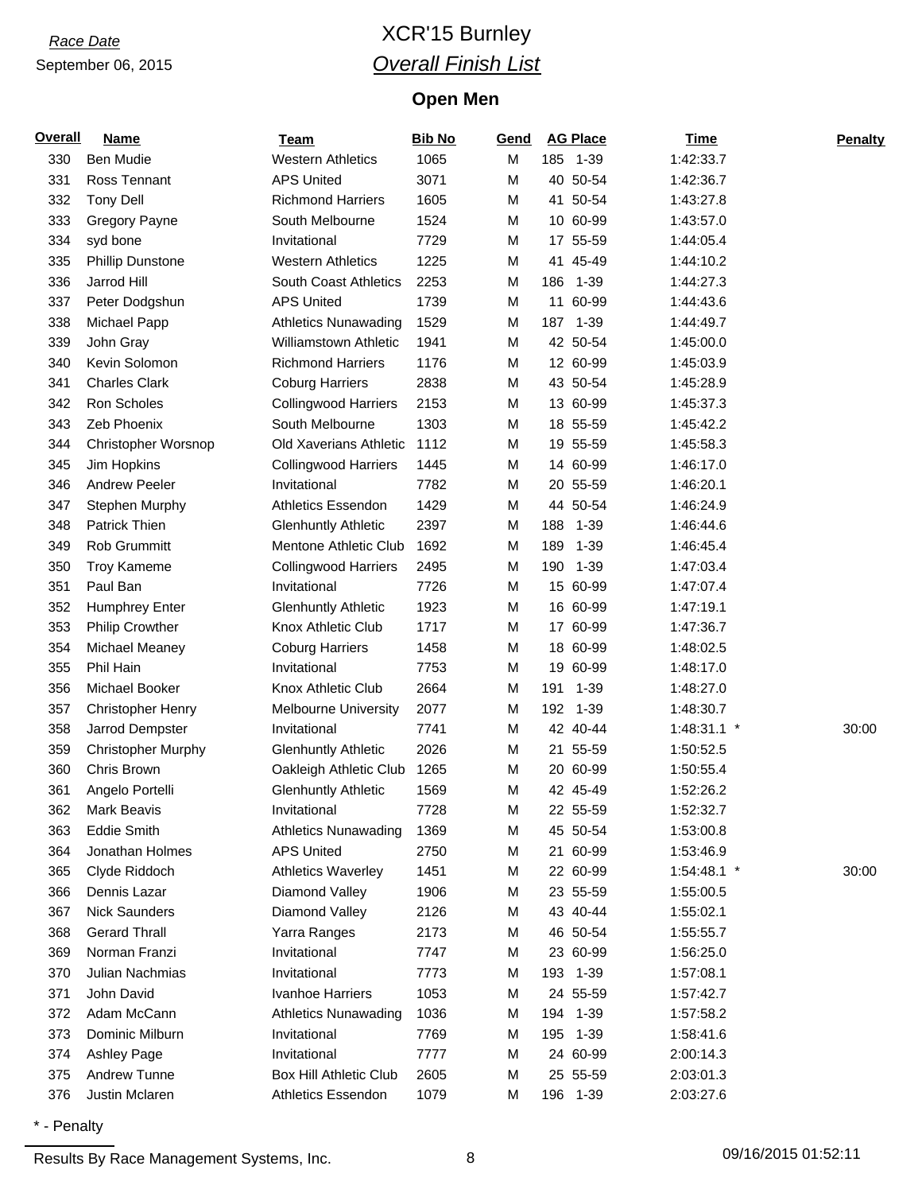*Race Date*

September 06, 2015

# XCR'15 Burnley

## *Overall Finish List*

### Open Men

| Overall | Name | Team | Bib No | Gend | AG Place | | Time | Penalty |
|---|---|---|---|---|---|---|---|---|
| 330 | Ben Mudie | Western Athletics | 1065 | M | 185 | 1-39 | 1:42:33.7 | |
| 331 | Ross Tennant | APS United | 3071 | M | 40 | 50-54 | 1:42:36.7 | |
| 332 | Tony Dell | Richmond Harriers | 1605 | M | 41 | 50-54 | 1:43:27.8 | |
| 333 | Gregory Payne | South Melbourne | 1524 | M | 10 | 60-99 | 1:43:57.0 | |
| 334 | syd bone | Invitational | 7729 | M | 17 | 55-59 | 1:44:05.4 | |
| 335 | Phillip Dunstone | Western Athletics | 1225 | M | 41 | 45-49 | 1:44:10.2 | |
| 336 | Jarrod Hill | South Coast Athletics | 2253 | M | 186 | 1-39 | 1:44:27.3 | |
| 337 | Peter Dodgshun | APS United | 1739 | M | 11 | 60-99 | 1:44:43.6 | |
| 338 | Michael Papp | Athletics Nunawading | 1529 | M | 187 | 1-39 | 1:44:49.7 | |
| 339 | John Gray | Williamstown Athletic | 1941 | M | 42 | 50-54 | 1:45:00.0 | |
| 340 | Kevin Solomon | Richmond Harriers | 1176 | M | 12 | 60-99 | 1:45:03.9 | |
| 341 | Charles Clark | Coburg Harriers | 2838 | M | 43 | 50-54 | 1:45:28.9 | |
| 342 | Ron Scholes | Collingwood Harriers | 2153 | M | 13 | 60-99 | 1:45:37.3 | |
| 343 | Zeb Phoenix | South Melbourne | 1303 | M | 18 | 55-59 | 1:45:42.2 | |
| 344 | Christopher Worsnop | Old Xaverians Athletic | 1112 | M | 19 | 55-59 | 1:45:58.3 | |
| 345 | Jim Hopkins | Collingwood Harriers | 1445 | M | 14 | 60-99 | 1:46:17.0 | |
| 346 | Andrew Peeler | Invitational | 7782 | M | 20 | 55-59 | 1:46:20.1 | |
| 347 | Stephen Murphy | Athletics Essendon | 1429 | M | 44 | 50-54 | 1:46:24.9 | |
| 348 | Patrick Thien | Glenhuntly Athletic | 2397 | M | 188 | 1-39 | 1:46:44.6 | |
| 349 | Rob Grummitt | Mentone Athletic Club | 1692 | M | 189 | 1-39 | 1:46:45.4 | |
| 350 | Troy Kameme | Collingwood Harriers | 2495 | M | 190 | 1-39 | 1:47:03.4 | |
| 351 | Paul Ban | Invitational | 7726 | M | 15 | 60-99 | 1:47:07.4 | |
| 352 | Humphrey Enter | Glenhuntly Athletic | 1923 | M | 16 | 60-99 | 1:47:19.1 | |
| 353 | Philip Crowther | Knox Athletic Club | 1717 | M | 17 | 60-99 | 1:47:36.7 | |
| 354 | Michael Meaney | Coburg Harriers | 1458 | M | 18 | 60-99 | 1:48:02.5 | |
| 355 | Phil Hain | Invitational | 7753 | M | 19 | 60-99 | 1:48:17.0 | |
| 356 | Michael Booker | Knox Athletic Club | 2664 | M | 191 | 1-39 | 1:48:27.0 | |
| 357 | Christopher Henry | Melbourne University | 2077 | M | 192 | 1-39 | 1:48:30.7 | |
| 358 | Jarrod Dempster | Invitational | 7741 | M | 42 | 40-44 | 1:48:31.1 * | 30:00 |
| 359 | Christopher Murphy | Glenhuntly Athletic | 2026 | M | 21 | 55-59 | 1:50:52.5 | |
| 360 | Chris Brown | Oakleigh Athletic Club | 1265 | M | 20 | 60-99 | 1:50:55.4 | |
| 361 | Angelo Portelli | Glenhuntly Athletic | 1569 | M | 42 | 45-49 | 1:52:26.2 | |
| 362 | Mark Beavis | Invitational | 7728 | M | 22 | 55-59 | 1:52:32.7 | |
| 363 | Eddie Smith | Athletics Nunawading | 1369 | M | 45 | 50-54 | 1:53:00.8 | |
| 364 | Jonathan Holmes | APS United | 2750 | M | 21 | 60-99 | 1:53:46.9 | |
| 365 | Clyde Riddoch | Athletics Waverley | 1451 | M | 22 | 60-99 | 1:54:48.1 * | 30:00 |
| 366 | Dennis Lazar | Diamond Valley | 1906 | M | 23 | 55-59 | 1:55:00.5 | |
| 367 | Nick Saunders | Diamond Valley | 2126 | M | 43 | 40-44 | 1:55:02.1 | |
| 368 | Gerard Thrall | Yarra Ranges | 2173 | M | 46 | 50-54 | 1:55:55.7 | |
| 369 | Norman Franzi | Invitational | 7747 | M | 23 | 60-99 | 1:56:25.0 | |
| 370 | Julian Nachmias | Invitational | 7773 | M | 193 | 1-39 | 1:57:08.1 | |
| 371 | John David | Ivanhoe Harriers | 1053 | M | 24 | 55-59 | 1:57:42.7 | |
| 372 | Adam McCann | Athletics Nunawading | 1036 | M | 194 | 1-39 | 1:57:58.2 | |
| 373 | Dominic Milburn | Invitational | 7769 | M | 195 | 1-39 | 1:58:41.6 | |
| 374 | Ashley Page | Invitational | 7777 | M | 24 | 60-99 | 2:00:14.3 | |
| 375 | Andrew Tunne | Box Hill Athletic Club | 2605 | M | 25 | 55-59 | 2:03:01.3 | |
| 376 | Justin Mclaren | Athletics Essendon | 1079 | M | 196 | 1-39 | 2:03:27.6 | |

\* - Penalty

Results By Race Management Systems, Inc.

09/16/2015 01:52:11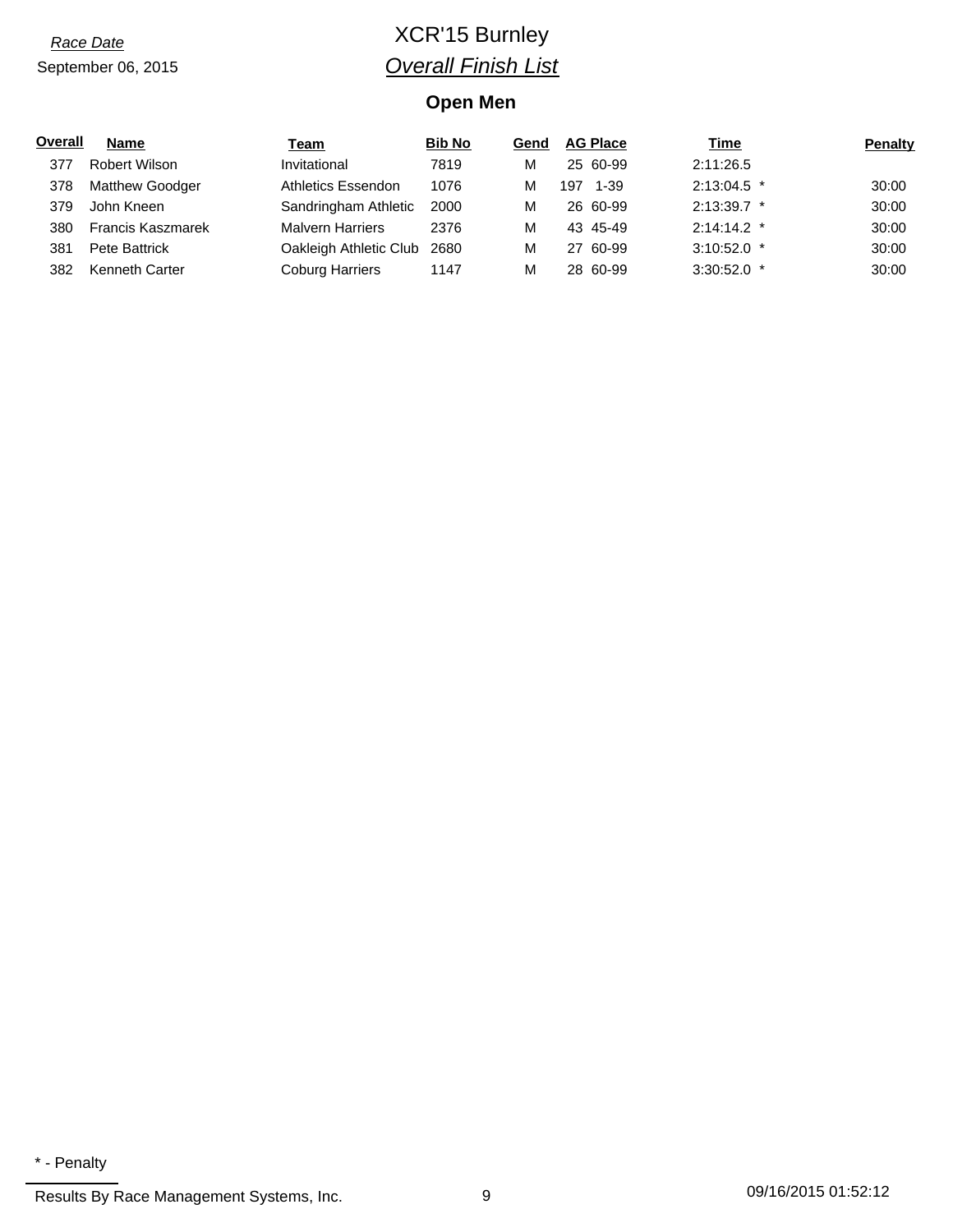Race Date

September 06, 2015

# XCR'15 Burnley

## *Overall Finish List*

### Open Men

| Overall | Name | Team | Bib No | Gend | AG Place | Time | Penalty |
|---|---|---|---|---|---|---|---|
| 377 | Robert Wilson | Invitational | 7819 | M | 25 60-99 | 2:11:26.5 | |
| 378 | Matthew Goodger | Athletics Essendon | 1076 | M | 197 1-39 | 2:13:04.5 * | 30:00 |
| 379 | John Kneen | Sandringham Athletic | 2000 | M | 26 60-99 | 2:13:39.7 * | 30:00 |
| 380 | Francis Kaszmarek | Malvern Harriers | 2376 | M | 43 45-49 | 2:14:14.2 * | 30:00 |
| 381 | Pete Battrick | Oakleigh Athletic Club | 2680 | M | 27 60-99 | 3:10:52.0 * | 30:00 |
| 382 | Kenneth Carter | Coburg Harriers | 1147 | M | 28 60-99 | 3:30:52.0 * | 30:00 |

\* - Penalty

Results By Race Management Systems, Inc. 09/16/2015 01:52:12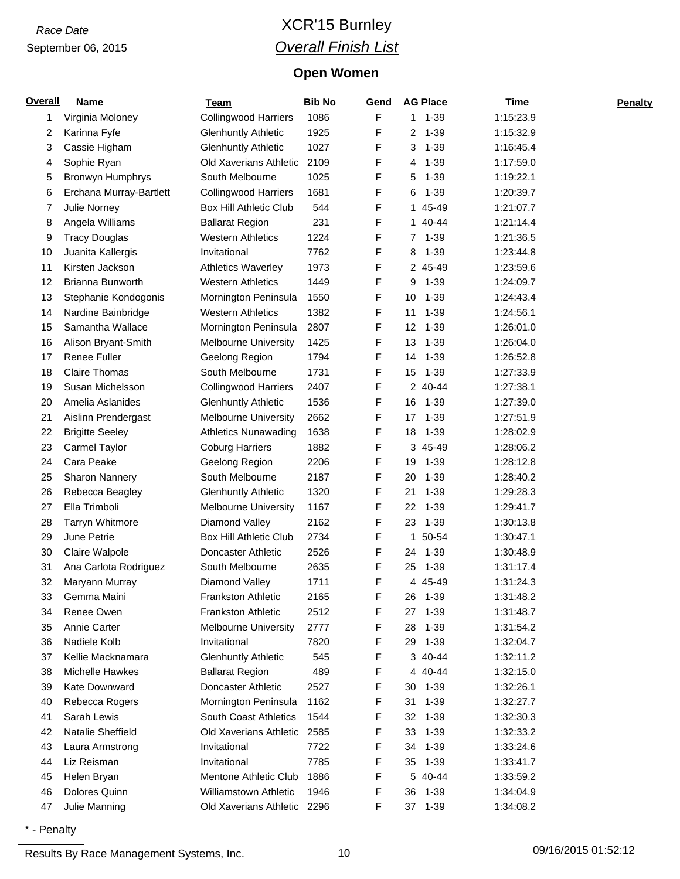*Race Date*

September 06, 2015

# XCR'15 Burnley

## *Overall Finish List*

### Open Women

| Overall | Name | Team | Bib No | Gend | AG Place | Time | Penalty |
|---|---|---|---|---|---|---|---|
| 1 | Virginia Moloney | Collingwood Harriers | 1086 | F | 1 1-39 | 1:15:23.9 | |
| 2 | Karinna Fyfe | Glenhuntly Athletic | 1925 | F | 2 1-39 | 1:15:32.9 | |
| 3 | Cassie Higham | Glenhuntly Athletic | 1027 | F | 3 1-39 | 1:16:45.4 | |
| 4 | Sophie Ryan | Old Xaverians Athletic | 2109 | F | 4 1-39 | 1:17:59.0 | |
| 5 | Bronwyn Humphrys | South Melbourne | 1025 | F | 5 1-39 | 1:19:22.1 | |
| 6 | Erchana Murray-Bartlett | Collingwood Harriers | 1681 | F | 6 1-39 | 1:20:39.7 | |
| 7 | Julie Norney | Box Hill Athletic Club | 544 | F | 1 45-49 | 1:21:07.7 | |
| 8 | Angela Williams | Ballarat Region | 231 | F | 1 40-44 | 1:21:14.4 | |
| 9 | Tracy Douglas | Western Athletics | 1224 | F | 7 1-39 | 1:21:36.5 | |
| 10 | Juanita Kallergis | Invitational | 7762 | F | 8 1-39 | 1:23:44.8 | |
| 11 | Kirsten Jackson | Athletics Waverley | 1973 | F | 2 45-49 | 1:23:59.6 | |
| 12 | Brianna Bunworth | Western Athletics | 1449 | F | 9 1-39 | 1:24:09.7 | |
| 13 | Stephanie Kondogonis | Mornington Peninsula | 1550 | F | 10 1-39 | 1:24:43.4 | |
| 14 | Nardine Bainbridge | Western Athletics | 1382 | F | 11 1-39 | 1:24:56.1 | |
| 15 | Samantha Wallace | Mornington Peninsula | 2807 | F | 12 1-39 | 1:26:01.0 | |
| 16 | Alison Bryant-Smith | Melbourne University | 1425 | F | 13 1-39 | 1:26:04.0 | |
| 17 | Renee Fuller | Geelong Region | 1794 | F | 14 1-39 | 1:26:52.8 | |
| 18 | Claire Thomas | South Melbourne | 1731 | F | 15 1-39 | 1:27:33.9 | |
| 19 | Susan Michelsson | Collingwood Harriers | 2407 | F | 2 40-44 | 1:27:38.1 | |
| 20 | Amelia Aslanides | Glenhuntly Athletic | 1536 | F | 16 1-39 | 1:27:39.0 | |
| 21 | Aislinn Prendergast | Melbourne University | 2662 | F | 17 1-39 | 1:27:51.9 | |
| 22 | Brigitte Seeley | Athletics Nunawading | 1638 | F | 18 1-39 | 1:28:02.9 | |
| 23 | Carmel Taylor | Coburg Harriers | 1882 | F | 3 45-49 | 1:28:06.2 | |
| 24 | Cara Peake | Geelong Region | 2206 | F | 19 1-39 | 1:28:12.8 | |
| 25 | Sharon Nannery | South Melbourne | 2187 | F | 20 1-39 | 1:28:40.2 | |
| 26 | Rebecca Beagley | Glenhuntly Athletic | 1320 | F | 21 1-39 | 1:29:28.3 | |
| 27 | Ella Trimboli | Melbourne University | 1167 | F | 22 1-39 | 1:29:41.7 | |
| 28 | Tarryn Whitmore | Diamond Valley | 2162 | F | 23 1-39 | 1:30:13.8 | |
| 29 | June Petrie | Box Hill Athletic Club | 2734 | F | 1 50-54 | 1:30:47.1 | |
| 30 | Claire Walpole | Doncaster Athletic | 2526 | F | 24 1-39 | 1:30:48.9 | |
| 31 | Ana Carlota Rodriguez | South Melbourne | 2635 | F | 25 1-39 | 1:31:17.4 | |
| 32 | Maryann Murray | Diamond Valley | 1711 | F | 4 45-49 | 1:31:24.3 | |
| 33 | Gemma Maini | Frankston Athletic | 2165 | F | 26 1-39 | 1:31:48.2 | |
| 34 | Renee Owen | Frankston Athletic | 2512 | F | 27 1-39 | 1:31:48.7 | |
| 35 | Annie Carter | Melbourne University | 2777 | F | 28 1-39 | 1:31:54.2 | |
| 36 | Nadiele Kolb | Invitational | 7820 | F | 29 1-39 | 1:32:04.7 | |
| 37 | Kellie Macknamara | Glenhuntly Athletic | 545 | F | 3 40-44 | 1:32:11.2 | |
| 38 | Michelle Hawkes | Ballarat Region | 489 | F | 4 40-44 | 1:32:15.0 | |
| 39 | Kate Downward | Doncaster Athletic | 2527 | F | 30 1-39 | 1:32:26.1 | |
| 40 | Rebecca Rogers | Mornington Peninsula | 1162 | F | 31 1-39 | 1:32:27.7 | |
| 41 | Sarah Lewis | South Coast Athletics | 1544 | F | 32 1-39 | 1:32:30.3 | |
| 42 | Natalie Sheffield | Old Xaverians Athletic | 2585 | F | 33 1-39 | 1:32:33.2 | |
| 43 | Laura Armstrong | Invitational | 7722 | F | 34 1-39 | 1:33:24.6 | |
| 44 | Liz Reisman | Invitational | 7785 | F | 35 1-39 | 1:33:41.7 | |
| 45 | Helen Bryan | Mentone Athletic Club | 1886 | F | 5 40-44 | 1:33:59.2 | |
| 46 | Dolores Quinn | Williamstown Athletic | 1946 | F | 36 1-39 | 1:34:04.9 | |
| 47 | Julie Manning | Old Xaverians Athletic | 2296 | F | 37 1-39 | 1:34:08.2 | |

* - Penalty

Results By Race Management Systems, Inc. 09/16/2015 01:52:12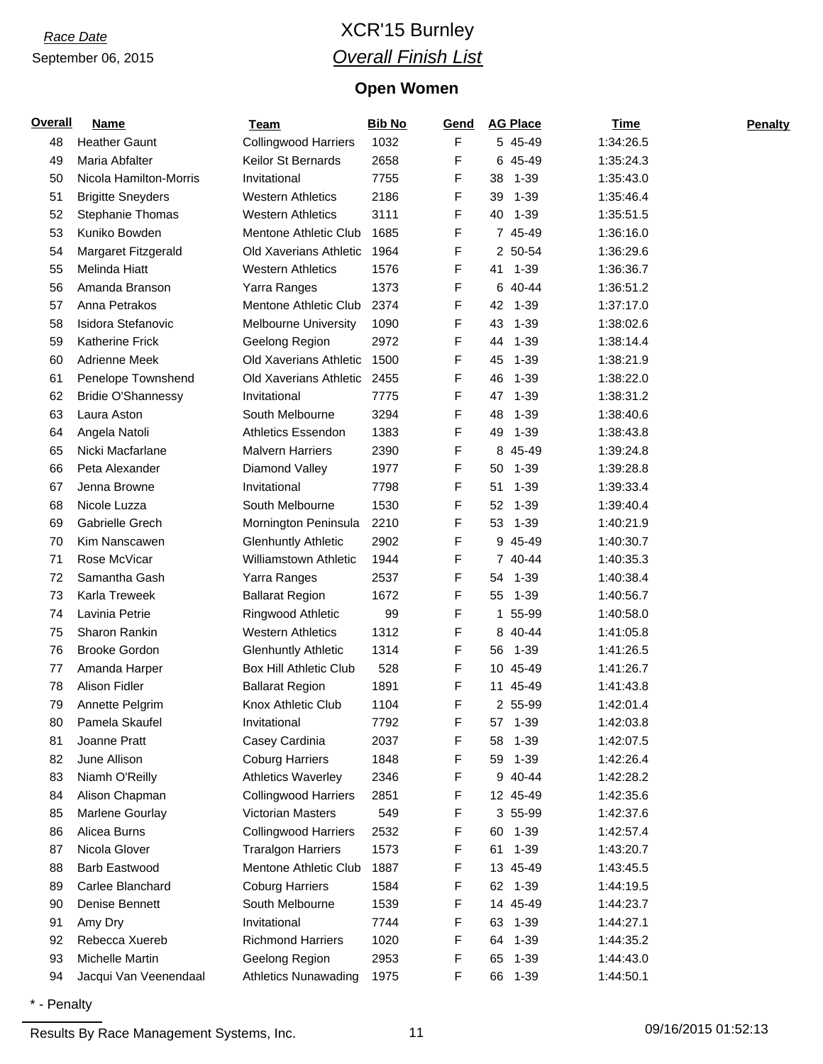*Race Date*
September 06, 2015

# XCR'15 Burnley

## *Overall Finish List*

### Open Women

| Overall | Name | Team | Bib No | Gend | AG Place | Time | Penalty |
|---|---|---|---|---|---|---|---|
| 48 | Heather Gaunt | Collingwood Harriers | 1032 | F | 5 45-49 | 1:34:26.5 | |
| 49 | Maria Abfalter | Keilor St Bernards | 2658 | F | 6 45-49 | 1:35:24.3 | |
| 50 | Nicola Hamilton-Morris | Invitational | 7755 | F | 38 1-39 | 1:35:43.0 | |
| 51 | Brigitte Sneyders | Western Athletics | 2186 | F | 39 1-39 | 1:35:46.4 | |
| 52 | Stephanie Thomas | Western Athletics | 3111 | F | 40 1-39 | 1:35:51.5 | |
| 53 | Kuniko Bowden | Mentone Athletic Club | 1685 | F | 7 45-49 | 1:36:16.0 | |
| 54 | Margaret Fitzgerald | Old Xaverians Athletic | 1964 | F | 2 50-54 | 1:36:29.6 | |
| 55 | Melinda Hiatt | Western Athletics | 1576 | F | 41 1-39 | 1:36:36.7 | |
| 56 | Amanda Branson | Yarra Ranges | 1373 | F | 6 40-44 | 1:36:51.2 | |
| 57 | Anna Petrakos | Mentone Athletic Club | 2374 | F | 42 1-39 | 1:37:17.0 | |
| 58 | Isidora Stefanovic | Melbourne University | 1090 | F | 43 1-39 | 1:38:02.6 | |
| 59 | Katherine Frick | Geelong Region | 2972 | F | 44 1-39 | 1:38:14.4 | |
| 60 | Adrienne Meek | Old Xaverians Athletic | 1500 | F | 45 1-39 | 1:38:21.9 | |
| 61 | Penelope Townshend | Old Xaverians Athletic | 2455 | F | 46 1-39 | 1:38:22.0 | |
| 62 | Bridie O'Shannessy | Invitational | 7775 | F | 47 1-39 | 1:38:31.2 | |
| 63 | Laura Aston | South Melbourne | 3294 | F | 48 1-39 | 1:38:40.6 | |
| 64 | Angela Natoli | Athletics Essendon | 1383 | F | 49 1-39 | 1:38:43.8 | |
| 65 | Nicki Macfarlane | Malvern Harriers | 2390 | F | 8 45-49 | 1:39:24.8 | |
| 66 | Peta Alexander | Diamond Valley | 1977 | F | 50 1-39 | 1:39:28.8 | |
| 67 | Jenna Browne | Invitational | 7798 | F | 51 1-39 | 1:39:33.4 | |
| 68 | Nicole Luzza | South Melbourne | 1530 | F | 52 1-39 | 1:39:40.4 | |
| 69 | Gabrielle Grech | Mornington Peninsula | 2210 | F | 53 1-39 | 1:40:21.9 | |
| 70 | Kim Nanscawen | Glenhuntly Athletic | 2902 | F | 9 45-49 | 1:40:30.7 | |
| 71 | Rose McVicar | Williamstown Athletic | 1944 | F | 7 40-44 | 1:40:35.3 | |
| 72 | Samantha Gash | Yarra Ranges | 2537 | F | 54 1-39 | 1:40:38.4 | |
| 73 | Karla Treweek | Ballarat Region | 1672 | F | 55 1-39 | 1:40:56.7 | |
| 74 | Lavinia Petrie | Ringwood Athletic | 99 | F | 1 55-99 | 1:40:58.0 | |
| 75 | Sharon Rankin | Western Athletics | 1312 | F | 8 40-44 | 1:41:05.8 | |
| 76 | Brooke Gordon | Glenhuntly Athletic | 1314 | F | 56 1-39 | 1:41:26.5 | |
| 77 | Amanda Harper | Box Hill Athletic Club | 528 | F | 10 45-49 | 1:41:26.7 | |
| 78 | Alison Fidler | Ballarat Region | 1891 | F | 11 45-49 | 1:41:43.8 | |
| 79 | Annette Pelgrim | Knox Athletic Club | 1104 | F | 2 55-99 | 1:42:01.4 | |
| 80 | Pamela Skaufel | Invitational | 7792 | F | 57 1-39 | 1:42:03.8 | |
| 81 | Joanne Pratt | Casey Cardinia | 2037 | F | 58 1-39 | 1:42:07.5 | |
| 82 | June Allison | Coburg Harriers | 1848 | F | 59 1-39 | 1:42:26.4 | |
| 83 | Niamh O'Reilly | Athletics Waverley | 2346 | F | 9 40-44 | 1:42:28.2 | |
| 84 | Alison Chapman | Collingwood Harriers | 2851 | F | 12 45-49 | 1:42:35.6 | |
| 85 | Marlene Gourlay | Victorian Masters | 549 | F | 3 55-99 | 1:42:37.6 | |
| 86 | Alicea Burns | Collingwood Harriers | 2532 | F | 60 1-39 | 1:42:57.4 | |
| 87 | Nicola Glover | Traralgon Harriers | 1573 | F | 61 1-39 | 1:43:20.7 | |
| 88 | Barb Eastwood | Mentone Athletic Club | 1887 | F | 13 45-49 | 1:43:45.5 | |
| 89 | Carlee Blanchard | Coburg Harriers | 1584 | F | 62 1-39 | 1:44:19.5 | |
| 90 | Denise Bennett | South Melbourne | 1539 | F | 14 45-49 | 1:44:23.7 | |
| 91 | Amy Dry | Invitational | 7744 | F | 63 1-39 | 1:44:27.1 | |
| 92 | Rebecca Xuereb | Richmond Harriers | 1020 | F | 64 1-39 | 1:44:35.2 | |
| 93 | Michelle Martin | Geelong Region | 2953 | F | 65 1-39 | 1:44:43.0 | |
| 94 | Jacqui Van Veenendaal | Athletics Nunawading | 1975 | F | 66 1-39 | 1:44:50.1 | |

\* - Penalty

Results By Race Management Systems, Inc. 09/16/2015 01:52:13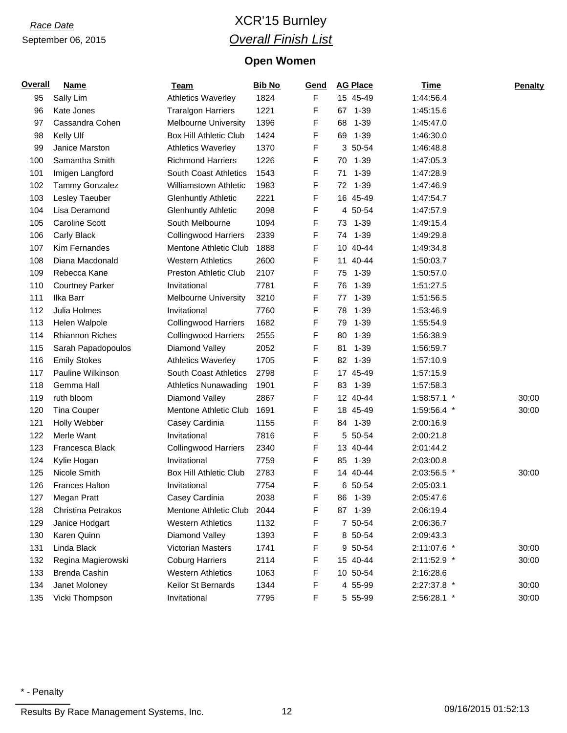*Race Date*

September 06, 2015

# XCR'15 Burnley

## *Overall Finish List*

### Open Women

| Overall | Name | Team | Bib No | Gend | AG Place | Time | Penalty |
|---|---|---|---|---|---|---|---|
| 95 | Sally Lim | Athletics Waverley | 1824 | F | 15 45-49 | 1:44:56.4 | |
| 96 | Kate Jones | Traralgon Harriers | 1221 | F | 67 1-39 | 1:45:15.6 | |
| 97 | Cassandra Cohen | Melbourne University | 1396 | F | 68 1-39 | 1:45:47.0 | |
| 98 | Kelly Ulf | Box Hill Athletic Club | 1424 | F | 69 1-39 | 1:46:30.0 | |
| 99 | Janice Marston | Athletics Waverley | 1370 | F | 3 50-54 | 1:46:48.8 | |
| 100 | Samantha Smith | Richmond Harriers | 1226 | F | 70 1-39 | 1:47:05.3 | |
| 101 | Imigen Langford | South Coast Athletics | 1543 | F | 71 1-39 | 1:47:28.9 | |
| 102 | Tammy Gonzalez | Williamstown Athletic | 1983 | F | 72 1-39 | 1:47:46.9 | |
| 103 | Lesley Taeuber | Glenhuntly Athletic | 2221 | F | 16 45-49 | 1:47:54.7 | |
| 104 | Lisa Deramond | Glenhuntly Athletic | 2098 | F | 4 50-54 | 1:47:57.9 | |
| 105 | Caroline Scott | South Melbourne | 1094 | F | 73 1-39 | 1:49:15.4 | |
| 106 | Carly Black | Collingwood Harriers | 2339 | F | 74 1-39 | 1:49:29.8 | |
| 107 | Kim Fernandes | Mentone Athletic Club | 1888 | F | 10 40-44 | 1:49:34.8 | |
| 108 | Diana Macdonald | Western Athletics | 2600 | F | 11 40-44 | 1:50:03.7 | |
| 109 | Rebecca Kane | Preston Athletic Club | 2107 | F | 75 1-39 | 1:50:57.0 | |
| 110 | Courtney Parker | Invitational | 7781 | F | 76 1-39 | 1:51:27.5 | |
| 111 | Ilka Barr | Melbourne University | 3210 | F | 77 1-39 | 1:51:56.5 | |
| 112 | Julia Holmes | Invitational | 7760 | F | 78 1-39 | 1:53:46.9 | |
| 113 | Helen Walpole | Collingwood Harriers | 1682 | F | 79 1-39 | 1:55:54.9 | |
| 114 | Rhiannon Riches | Collingwood Harriers | 2555 | F | 80 1-39 | 1:56:38.9 | |
| 115 | Sarah Papadopoulos | Diamond Valley | 2052 | F | 81 1-39 | 1:56:59.7 | |
| 116 | Emily Stokes | Athletics Waverley | 1705 | F | 82 1-39 | 1:57:10.9 | |
| 117 | Pauline Wilkinson | South Coast Athletics | 2798 | F | 17 45-49 | 1:57:15.9 | |
| 118 | Gemma Hall | Athletics Nunawading | 1901 | F | 83 1-39 | 1:57:58.3 | |
| 119 | ruth bloom | Diamond Valley | 2867 | F | 12 40-44 | 1:58:57.1 * | 30:00 |
| 120 | Tina Couper | Mentone Athletic Club | 1691 | F | 18 45-49 | 1:59:56.4 * | 30:00 |
| 121 | Holly Webber | Casey Cardinia | 1155 | F | 84 1-39 | 2:00:16.9 | |
| 122 | Merle Want | Invitational | 7816 | F | 5 50-54 | 2:00:21.8 | |
| 123 | Francesca Black | Collingwood Harriers | 2340 | F | 13 40-44 | 2:01:44.2 | |
| 124 | Kylie Hogan | Invitational | 7759 | F | 85 1-39 | 2:03:00.8 | |
| 125 | Nicole Smith | Box Hill Athletic Club | 2783 | F | 14 40-44 | 2:03:56.5 * | 30:00 |
| 126 | Frances Halton | Invitational | 7754 | F | 6 50-54 | 2:05:03.1 | |
| 127 | Megan Pratt | Casey Cardinia | 2038 | F | 86 1-39 | 2:05:47.6 | |
| 128 | Christina Petrakos | Mentone Athletic Club | 2044 | F | 87 1-39 | 2:06:19.4 | |
| 129 | Janice Hodgart | Western Athletics | 1132 | F | 7 50-54 | 2:06:36.7 | |
| 130 | Karen Quinn | Diamond Valley | 1393 | F | 8 50-54 | 2:09:43.3 | |
| 131 | Linda Black | Victorian Masters | 1741 | F | 9 50-54 | 2:11:07.6 * | 30:00 |
| 132 | Regina Magierowski | Coburg Harriers | 2114 | F | 15 40-44 | 2:11:52.9 * | 30:00 |
| 133 | Brenda Cashin | Western Athletics | 1063 | F | 10 50-54 | 2:16:28.6 | |
| 134 | Janet Moloney | Keilor St Bernards | 1344 | F | 4 55-99 | 2:27:37.8 * | 30:00 |
| 135 | Vicki Thompson | Invitational | 7795 | F | 5 55-99 | 2:56:28.1 * | 30:00 |

* - Penalty

Results By Race Management Systems, Inc. 09/16/2015 01:52:13